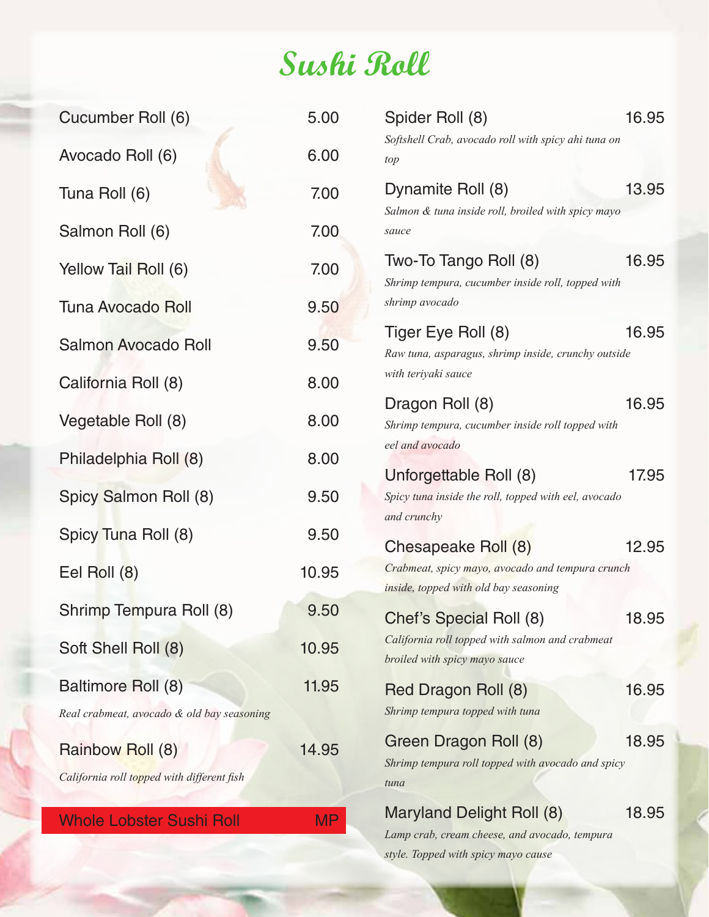# Sushi Roll

| Item | Price |
|---|---|
| Cucumber Roll (6) | 5.00 |
| Avocado Roll (6) | 6.00 |
| Tuna Roll (6) | 7.00 |
| Salmon Roll (6) | 7.00 |
| Yellow Tail Roll (6) | 7.00 |
| Tuna Avocado Roll | 9.50 |
| Salmon Avocado Roll | 9.50 |
| California Roll (8) | 8.00 |
| Vegetable Roll (8) | 8.00 |
| Philadelphia Roll (8) | 8.00 |
| Spicy Salmon Roll (8) | 9.50 |
| Spicy Tuna Roll (8) | 9.50 |
| Eel Roll (8) | 10.95 |
| Shrimp Tempura Roll (8) | 9.50 |
| Soft Shell Roll (8) | 10.95 |

**Baltimore Roll (8)** — 11.95
*Real crabmeat, avocado & old bay seasoning*

**Rainbow Roll (8)** — 14.95
*California roll topped with different fish*

**Whole Lobster Sushi Roll** — MP

**Spider Roll (8)** — 16.95
*Softshell Crab, avocado roll with spicy ahi tuna on top*

**Dynamite Roll (8)** — 13.95
*Salmon & tuna inside roll, broiled with spicy mayo sauce*

**Two-To Tango Roll (8)** — 16.95
*Shrimp tempura, cucumber inside roll, topped with shrimp avocado*

**Tiger Eye Roll (8)** — 16.95
*Raw tuna, asparagus, shrimp inside, crunchy outside with teriyaki sauce*

**Dragon Roll (8)** — 16.95
*Shrimp tempura, cucumber inside roll topped with eel and avocado*

**Unforgettable Roll (8)** — 17.95
*Spicy tuna inside the roll, topped with eel, avocado and crunchy*

**Chesapeake Roll (8)** — 12.95
*Crabmeat, spicy mayo, avocado and tempura crunch inside, topped with old bay seasoning*

**Chef's Special Roll (8)** — 18.95
*California roll topped with salmon and crabmeat broiled with spicy mayo sauce*

**Red Dragon Roll (8)** — 16.95
*Shrimp tempura topped with tuna*

**Green Dragon Roll (8)** — 18.95
*Shrimp tempura roll topped with avocado and spicy tuna*

**Maryland Delight Roll (8)** — 18.95
*Lamp crab, cream cheese, and avocado, tempura style. Topped with spicy mayo cause*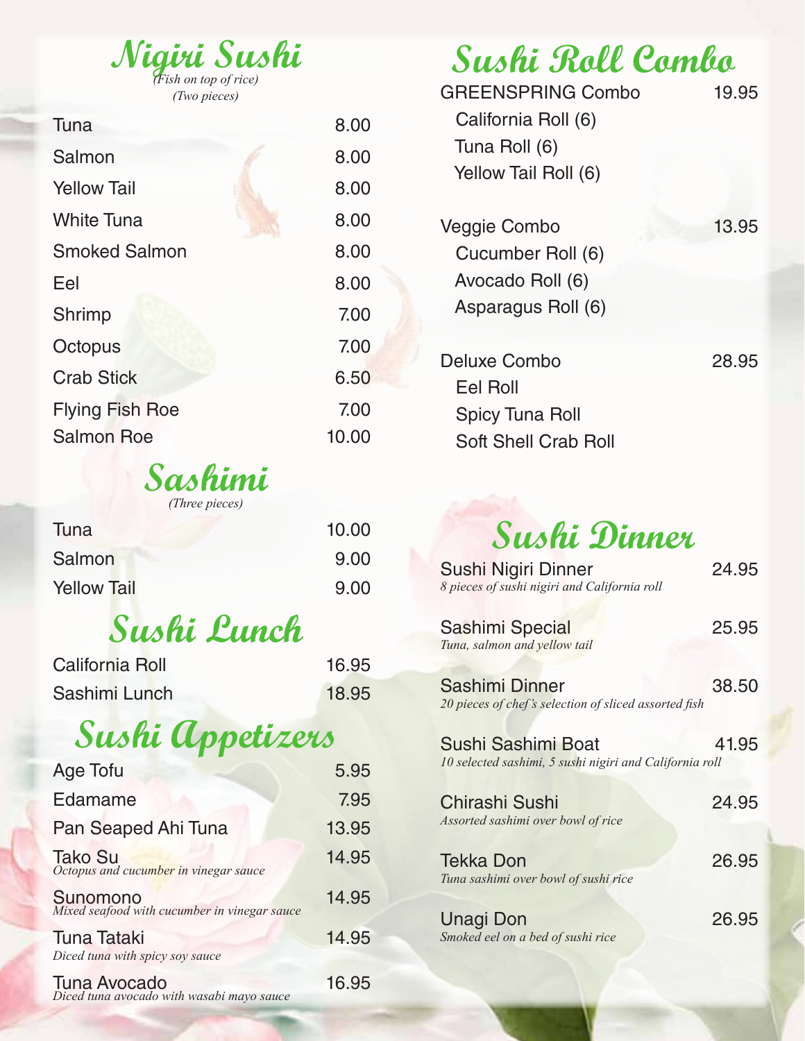## Nigiri Sushi

*(Fish on top of rice)*
*(Two pieces)*

| Item | Price |
| --- | --- |
| Tuna | 8.00 |
| Salmon | 8.00 |
| Yellow Tail | 8.00 |
| White Tuna | 8.00 |
| Smoked Salmon | 8.00 |
| Eel | 8.00 |
| Shrimp | 7.00 |
| Octopus | 7.00 |
| Crab Stick | 6.50 |
| Flying Fish Roe | 7.00 |
| Salmon Roe | 10.00 |

## Sashimi

*(Three pieces)*

| Item | Price |
| --- | --- |
| Tuna | 10.00 |
| Salmon | 9.00 |
| Yellow Tail | 9.00 |

## Sushi Lunch

| Item | Price |
| --- | --- |
| California Roll | 16.95 |
| Sashimi Lunch | 18.95 |

## Sushi Appetizers

| Item | Price |
| --- | --- |
| Age Tofu | 5.95 |
| Edamame | 7.95 |
| Pan Seaped Ahi Tuna | 13.95 |
| Tako Su<br>*Octopus and cucumber in vinegar sauce* | 14.95 |
| Sunomono<br>*Mixed seafood with cucumber in vinegar sauce* | 14.95 |
| Tuna Tataki<br>*Diced tuna with spicy soy sauce* | 14.95 |
| Tuna Avocado<br>*Diced tuna avocado with wasabi mayo sauce* | 16.95 |

## Sushi Roll Combo

**GREENSPRING Combo** — 19.95
- California Roll (6)
- Tuna Roll (6)
- Yellow Tail Roll (6)

**Veggie Combo** — 13.95
- Cucumber Roll (6)
- Avocado Roll (6)
- Asparagus Roll (6)

**Deluxe Combo** — 28.95
- Eel Roll
- Spicy Tuna Roll
- Soft Shell Crab Roll

## Sushi Dinner

| Item | Price |
| --- | --- |
| Sushi Nigiri Dinner<br>*8 pieces of sushi nigiri and California roll* | 24.95 |
| Sashimi Special<br>*Tuna, salmon and yellow tail* | 25.95 |
| Sashimi Dinner<br>*20 pieces of chef's selection of sliced assorted fish* | 38.50 |
| Sushi Sashimi Boat<br>*10 selected sashimi, 5 sushi nigiri and California roll* | 41.95 |
| Chirashi Sushi<br>*Assorted sashimi over bowl of rice* | 24.95 |
| Tekka Don<br>*Tuna sashimi over bowl of sushi rice* | 26.95 |
| Unagi Don<br>*Smoked eel on a bed of sushi rice* | 26.95 |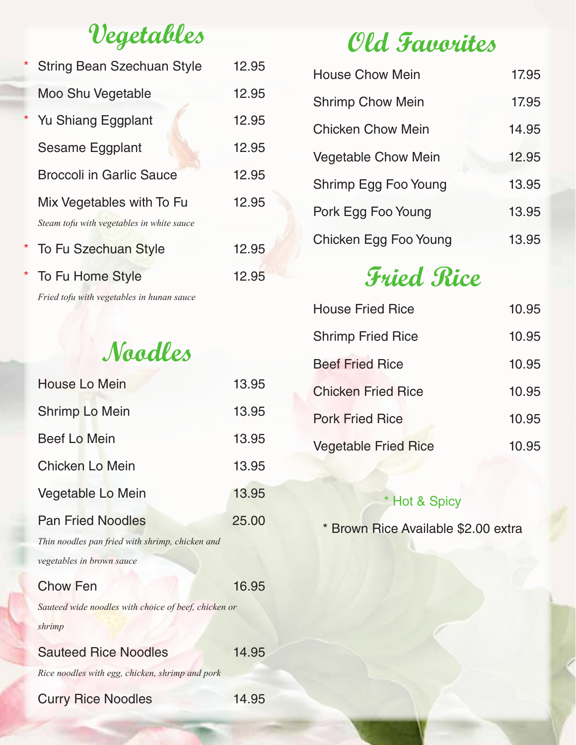## Vegetables

| | Item | Price |
|---|---|---|
| * | String Bean Szechuan Style | 12.95 |
| | Moo Shu Vegetable | 12.95 |
| * | Yu Shiang Eggplant | 12.95 |
| | Sesame Eggplant | 12.95 |
| | Broccoli in Garlic Sauce | 12.95 |
| | Mix Vegetables with To Fu<br>*Steam tofu with vegetables in white sauce* | 12.95 |
| * | To Fu Szechuan Style | 12.95 |
| * | To Fu Home Style<br>*Fried tofu with vegetables in hunan sauce* | 12.95 |

## Noodles

| Item | Price |
|---|---|
| House Lo Mein | 13.95 |
| Shrimp Lo Mein | 13.95 |
| Beef Lo Mein | 13.95 |
| Chicken Lo Mein | 13.95 |
| Vegetable Lo Mein | 13.95 |
| Pan Fried Noodles<br>*Thin noodles pan fried with shrimp, chicken and vegetables in brown sauce* | 25.00 |
| Chow Fen<br>*Sauteed wide noodles with choice of beef, chicken or shrimp* | 16.95 |
| Sauteed Rice Noodles<br>*Rice noodles with egg, chicken, shrimp and pork* | 14.95 |
| Curry Rice Noodles | 14.95 |

## Old Favorites

| Item | Price |
|---|---|
| House Chow Mein | 17.95 |
| Shrimp Chow Mein | 17.95 |
| Chicken Chow Mein | 14.95 |
| Vegetable Chow Mein | 12.95 |
| Shrimp Egg Foo Young | 13.95 |
| Pork Egg Foo Young | 13.95 |
| Chicken Egg Foo Young | 13.95 |

## Fried Rice

| Item | Price |
|---|---|
| House Fried Rice | 10.95 |
| Shrimp Fried Rice | 10.95 |
| Beef Fried Rice | 10.95 |
| Chicken Fried Rice | 10.95 |
| Pork Fried Rice | 10.95 |
| Vegetable Fried Rice | 10.95 |

* Hot & Spicy

* Brown Rice Available $2.00 extra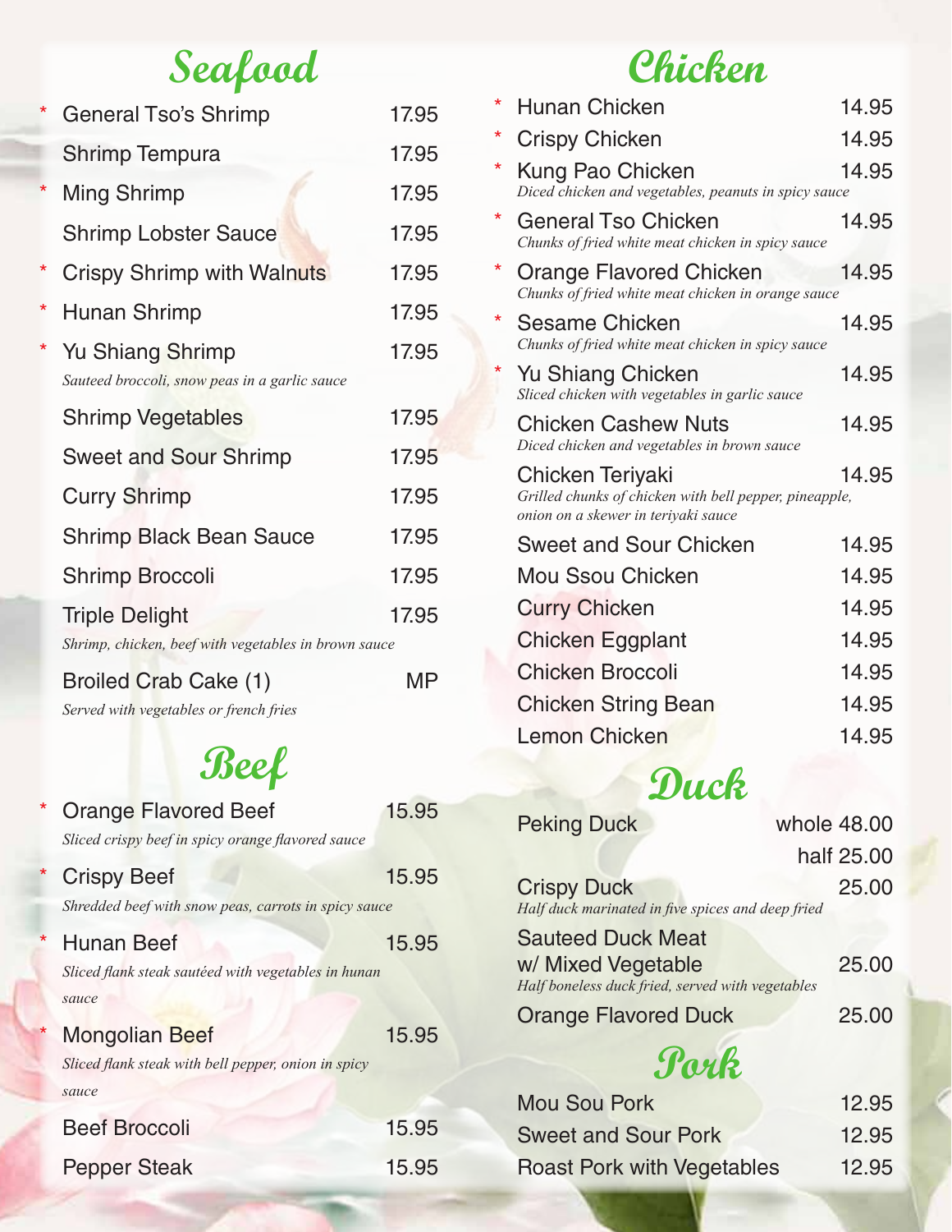## Seafood

| | Item | Price |
|---|---|---|
| * | General Tso's Shrimp | 17.95 |
| | Shrimp Tempura | 17.95 |
| * | Ming Shrimp | 17.95 |
| | Shrimp Lobster Sauce | 17.95 |
| * | Crispy Shrimp with Walnuts | 17.95 |
| * | Hunan Shrimp | 17.95 |
| * | Yu Shiang Shrimp<br>*Sauteed broccoli, snow peas in a garlic sauce* | 17.95 |
| | Shrimp Vegetables | 17.95 |
| | Sweet and Sour Shrimp | 17.95 |
| | Curry Shrimp | 17.95 |
| | Shrimp Black Bean Sauce | 17.95 |
| | Shrimp Broccoli | 17.95 |
| | Triple Delight<br>*Shrimp, chicken, beef with vegetables in brown sauce* | 17.95 |
| | Broiled Crab Cake (1)<br>*Served with vegetables or french fries* | MP |

## Beef

| | Item | Price |
|---|---|---|
| * | Orange Flavored Beef<br>*Sliced crispy beef in spicy orange flavored sauce* | 15.95 |
| * | Crispy Beef<br>*Shredded beef with snow peas, carrots in spicy sauce* | 15.95 |
| * | Hunan Beef<br>*Sliced flank steak sautéed with vegetables in hunan sauce* | 15.95 |
| * | Mongolian Beef<br>*Sliced flank steak with bell pepper, onion in spicy sauce* | 15.95 |
| | Beef Broccoli | 15.95 |
| | Pepper Steak | 15.95 |

## Chicken

| | Item | Price |
|---|---|---|
| * | Hunan Chicken | 14.95 |
| * | Crispy Chicken | 14.95 |
| * | Kung Pao Chicken<br>*Diced chicken and vegetables, peanuts in spicy sauce* | 14.95 |
| * | General Tso Chicken<br>*Chunks of fried white meat chicken in spicy sauce* | 14.95 |
| * | Orange Flavored Chicken<br>*Chunks of fried white meat chicken in orange sauce* | 14.95 |
| * | Sesame Chicken<br>*Chunks of fried white meat chicken in spicy sauce* | 14.95 |
| * | Yu Shiang Chicken<br>*Sliced chicken with vegetables in garlic sauce* | 14.95 |
| | Chicken Cashew Nuts<br>*Diced chicken and vegetables in brown sauce* | 14.95 |
| | Chicken Teriyaki<br>*Grilled chunks of chicken with bell pepper, pineapple, onion on a skewer in teriyaki sauce* | 14.95 |
| | Sweet and Sour Chicken | 14.95 |
| | Mou Ssou Chicken | 14.95 |
| | Curry Chicken | 14.95 |
| | Chicken Eggplant | 14.95 |
| | Chicken Broccoli | 14.95 |
| | Chicken String Bean | 14.95 |
| | Lemon Chicken | 14.95 |

## Duck

| Item | Price |
|---|---|
| Peking Duck | whole 48.00<br>half 25.00 |
| Crispy Duck<br>*Half duck marinated in five spices and deep fried* | 25.00 |
| Sauteed Duck Meat w/ Mixed Vegetable<br>*Half boneless duck fried, served with vegetables* | 25.00 |
| Orange Flavored Duck | 25.00 |

## Pork

| Item | Price |
|---|---|
| Mou Sou Pork | 12.95 |
| Sweet and Sour Pork | 12.95 |
| Roast Pork with Vegetables | 12.95 |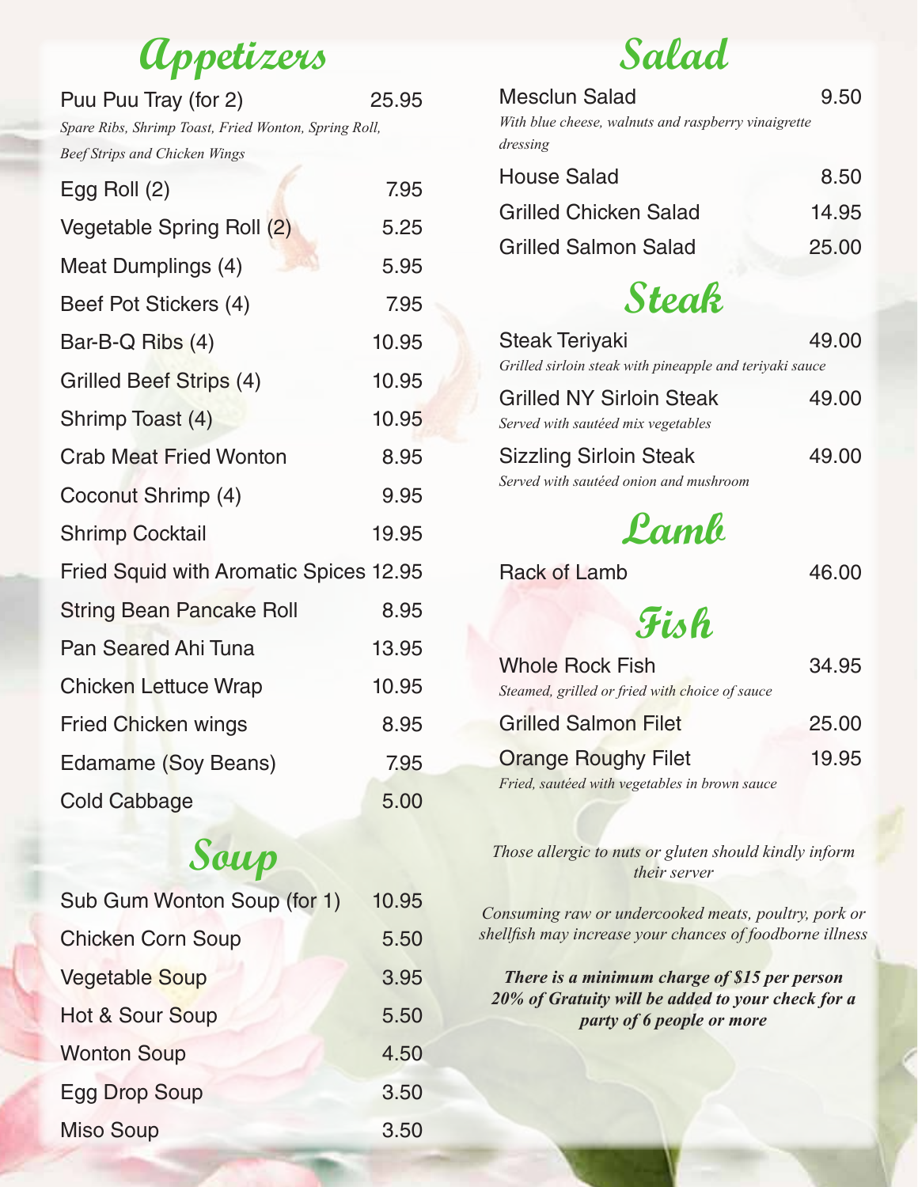## Appetizers

| | |
|---|---|
| Puu Puu Tray (for 2) | 25.95 |

*Spare Ribs, Shrimp Toast, Fried Wonton, Spring Roll, Beef Strips and Chicken Wings*

| | |
|---|---|
| Egg Roll (2) | 7.95 |
| Vegetable Spring Roll (2) | 5.25 |
| Meat Dumplings (4) | 5.95 |
| Beef Pot Stickers (4) | 7.95 |
| Bar-B-Q Ribs (4) | 10.95 |
| Grilled Beef Strips (4) | 10.95 |
| Shrimp Toast (4) | 10.95 |
| Crab Meat Fried Wonton | 8.95 |
| Coconut Shrimp (4) | 9.95 |
| Shrimp Cocktail | 19.95 |
| Fried Squid with Aromatic Spices | 12.95 |
| String Bean Pancake Roll | 8.95 |
| Pan Seared Ahi Tuna | 13.95 |
| Chicken Lettuce Wrap | 10.95 |
| Fried Chicken wings | 8.95 |
| Edamame (Soy Beans) | 7.95 |
| Cold Cabbage | 5.00 |

## Soup

| | |
|---|---|
| Sub Gum Wonton Soup (for 1) | 10.95 |
| Chicken Corn Soup | 5.50 |
| Vegetable Soup | 3.95 |
| Hot & Sour Soup | 5.50 |
| Wonton Soup | 4.50 |
| Egg Drop Soup | 3.50 |
| Miso Soup | 3.50 |

## Salad

Mesclun Salad — 9.50
*With blue cheese, walnuts and raspberry vinaigrette dressing*

| | |
|---|---|
| House Salad | 8.50 |
| Grilled Chicken Salad | 14.95 |
| Grilled Salmon Salad | 25.00 |

## Steak

Steak Teriyaki — 49.00
*Grilled sirloin steak with pineapple and teriyaki sauce*

Grilled NY Sirloin Steak — 49.00
*Served with sautéed mix vegetables*

Sizzling Sirloin Steak — 49.00
*Served with sautéed onion and mushroom*

## Lamb

Rack of Lamb — 46.00

## Fish

Whole Rock Fish — 34.95
*Steamed, grilled or fried with choice of sauce*

Grilled Salmon Filet — 25.00

Orange Roughy Filet — 19.95
*Fried, sautéed with vegetables in brown sauce*

*Those allergic to nuts or gluten should kindly inform their server*

*Consuming raw or undercooked meats, poultry, pork or shellfish may increase your chances of foodborne illness*

***There is a minimum charge of $15 per person***
***20% of Gratuity will be added to your check for a party of 6 people or more***